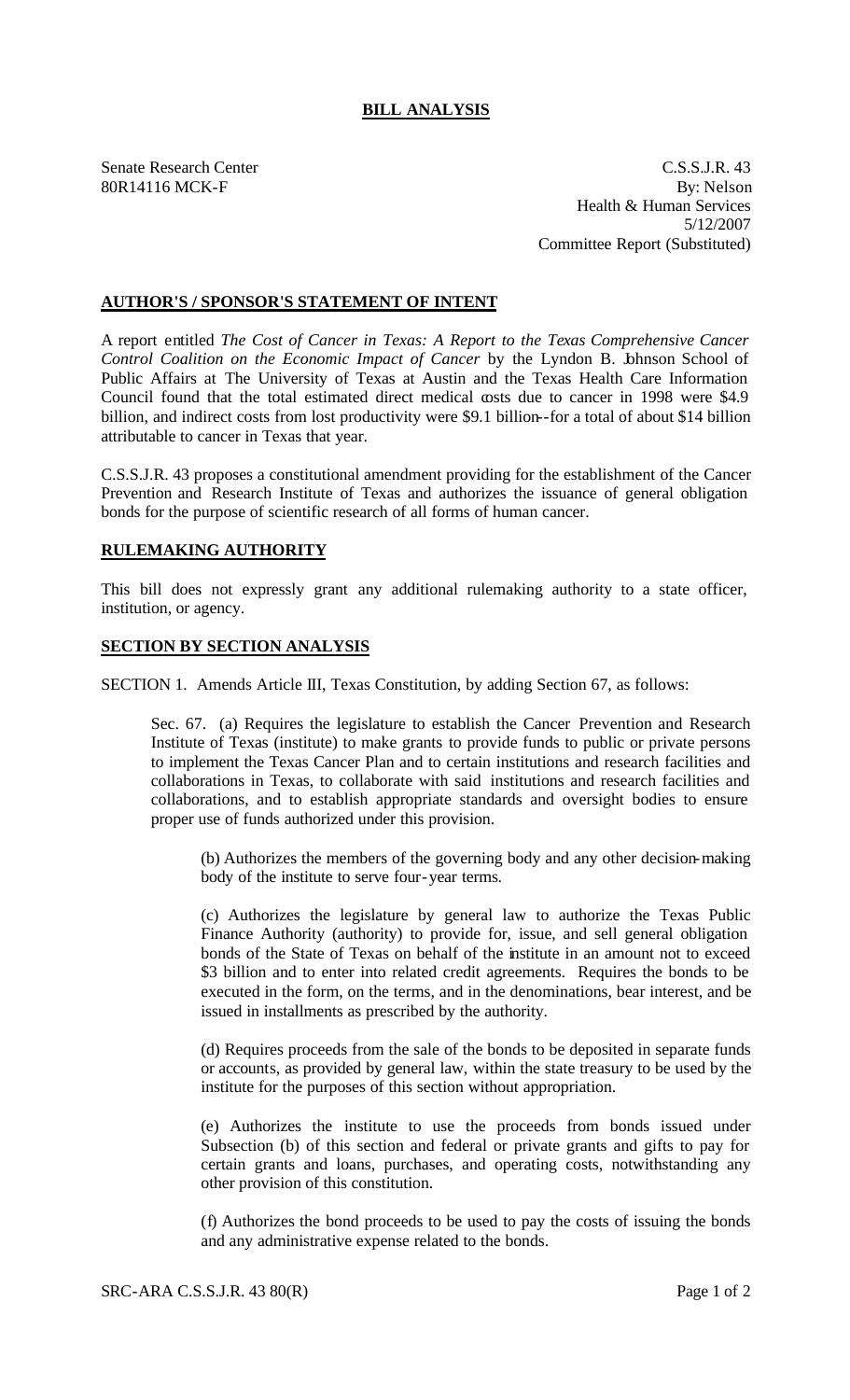## **BILL ANALYSIS**

Senate Research Center
80R14116 MCK-F

C.S.S.J.R. 43
By: Nelson
Health & Human Services
5/12/2007
Committee Report (Substituted)

### **AUTHOR'S / SPONSOR'S STATEMENT OF INTENT**

A report entitled *The Cost of Cancer in Texas: A Report to the Texas Comprehensive Cancer Control Coalition on the Economic Impact of Cancer* by the Lyndon B. Johnson School of Public Affairs at The University of Texas at Austin and the Texas Health Care Information Council found that the total estimated direct medical costs due to cancer in 1998 were $4.9 billion, and indirect costs from lost productivity were $9.1 billion--for a total of about $14 billion attributable to cancer in Texas that year.

C.S.S.J.R. 43 proposes a constitutional amendment providing for the establishment of the Cancer Prevention and Research Institute of Texas and authorizes the issuance of general obligation bonds for the purpose of scientific research of all forms of human cancer.

### **RULEMAKING AUTHORITY**

This bill does not expressly grant any additional rulemaking authority to a state officer, institution, or agency.

### **SECTION BY SECTION ANALYSIS**

SECTION 1. Amends Article III, Texas Constitution, by adding Section 67, as follows:

Sec. 67. (a) Requires the legislature to establish the Cancer Prevention and Research Institute of Texas (institute) to make grants to provide funds to public or private persons to implement the Texas Cancer Plan and to certain institutions and research facilities and collaborations in Texas, to collaborate with said institutions and research facilities and collaborations, and to establish appropriate standards and oversight bodies to ensure proper use of funds authorized under this provision.

(b) Authorizes the members of the governing body and any other decision-making body of the institute to serve four-year terms.

(c) Authorizes the legislature by general law to authorize the Texas Public Finance Authority (authority) to provide for, issue, and sell general obligation bonds of the State of Texas on behalf of the institute in an amount not to exceed $3 billion and to enter into related credit agreements. Requires the bonds to be executed in the form, on the terms, and in the denominations, bear interest, and be issued in installments as prescribed by the authority.

(d) Requires proceeds from the sale of the bonds to be deposited in separate funds or accounts, as provided by general law, within the state treasury to be used by the institute for the purposes of this section without appropriation.

(e) Authorizes the institute to use the proceeds from bonds issued under Subsection (b) of this section and federal or private grants and gifts to pay for certain grants and loans, purchases, and operating costs, notwithstanding any other provision of this constitution.

(f) Authorizes the bond proceeds to be used to pay the costs of issuing the bonds and any administrative expense related to the bonds.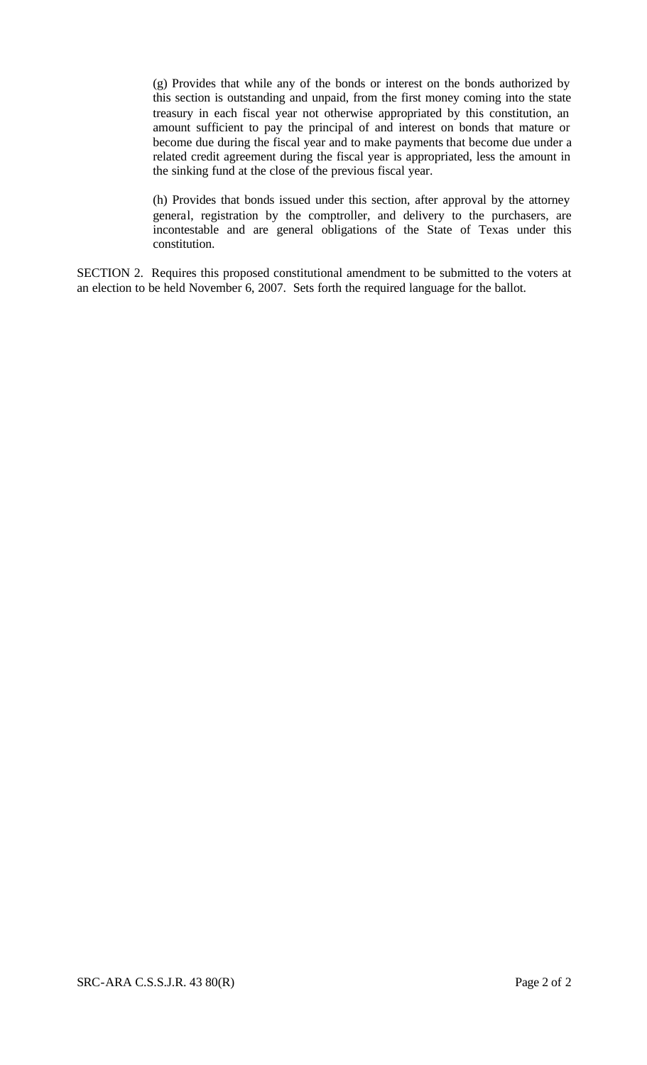(g) Provides that while any of the bonds or interest on the bonds authorized by this section is outstanding and unpaid, from the first money coming into the state treasury in each fiscal year not otherwise appropriated by this constitution, an amount sufficient to pay the principal of and interest on bonds that mature or become due during the fiscal year and to make payments that become due under a related credit agreement during the fiscal year is appropriated, less the amount in the sinking fund at the close of the previous fiscal year.

(h) Provides that bonds issued under this section, after approval by the attorney general, registration by the comptroller, and delivery to the purchasers, are incontestable and are general obligations of the State of Texas under this constitution.

SECTION 2. Requires this proposed constitutional amendment to be submitted to the voters at an election to be held November 6, 2007. Sets forth the required language for the ballot.